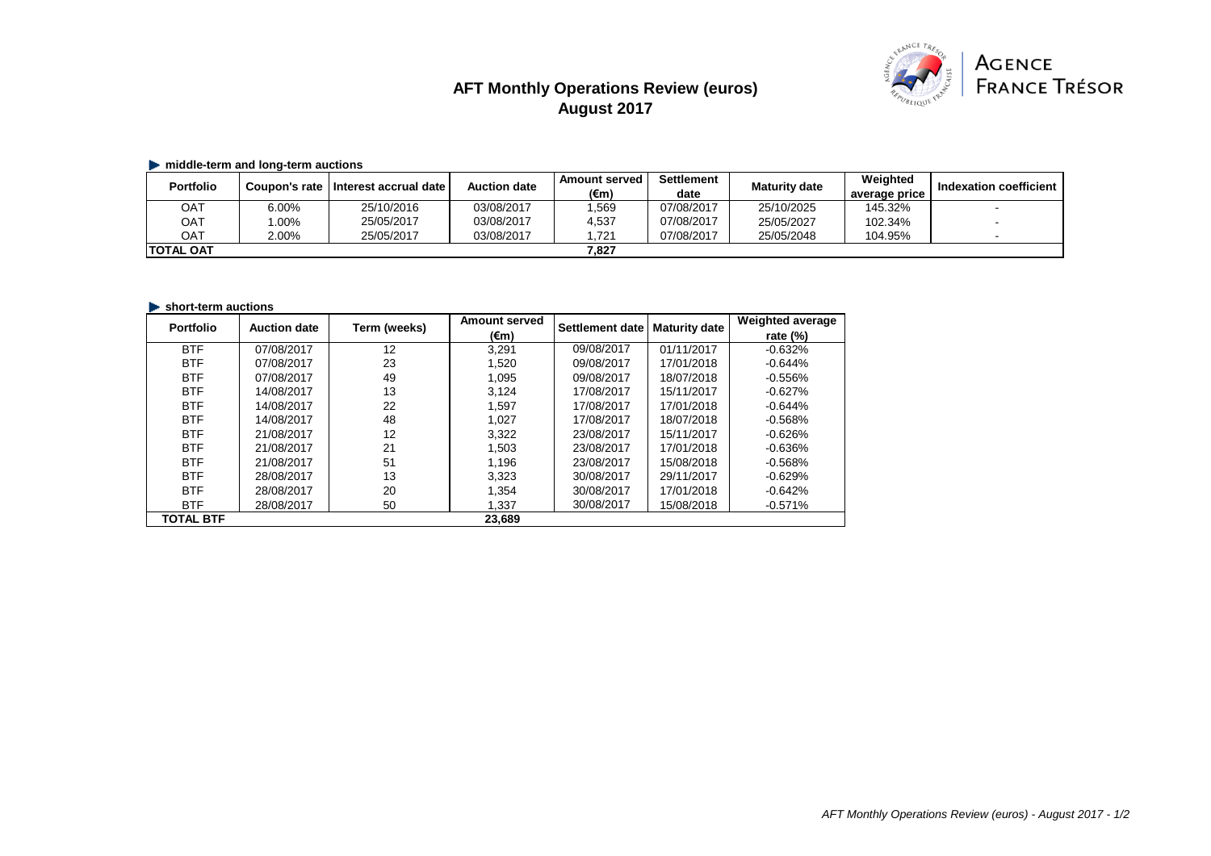# AFT Monthly Operations Review (euros)
## August 2017

AGENCE FRANCE TRÉSOR

**middle-term and long-term auctions**

| Portfolio | Coupon's rate | Interest accrual date | Auction date | Amount served (€m) | Settlement date | Maturity date | Weighted average price | Indexation coefficient |
|---|---|---|---|---|---|---|---|---|
| OAT | 6.00% | 25/10/2016 | 03/08/2017 | 1,569 | 07/08/2017 | 25/10/2025 | 145.32% | - |
| OAT | 1.00% | 25/05/2017 | 03/08/2017 | 4,537 | 07/08/2017 | 25/05/2027 | 102.34% | - |
| OAT | 2.00% | 25/05/2017 | 03/08/2017 | 1,721 | 07/08/2017 | 25/05/2048 | 104.95% | - |
| **TOTAL OAT** | | | | **7,827** | | | | |

**short-term auctions**

| Portfolio | Auction date | Term (weeks) | Amount served (€m) | Settlement date | Maturity date | Weighted average rate (%) |
|---|---|---|---|---|---|---|
| BTF | 07/08/2017 | 12 | 3,291 | 09/08/2017 | 01/11/2017 | -0.632% |
| BTF | 07/08/2017 | 23 | 1,520 | 09/08/2017 | 17/01/2018 | -0.644% |
| BTF | 07/08/2017 | 49 | 1,095 | 09/08/2017 | 18/07/2018 | -0.556% |
| BTF | 14/08/2017 | 13 | 3,124 | 17/08/2017 | 15/11/2017 | -0.627% |
| BTF | 14/08/2017 | 22 | 1,597 | 17/08/2017 | 17/01/2018 | -0.644% |
| BTF | 14/08/2017 | 48 | 1,027 | 17/08/2017 | 18/07/2018 | -0.568% |
| BTF | 21/08/2017 | 12 | 3,322 | 23/08/2017 | 15/11/2017 | -0.626% |
| BTF | 21/08/2017 | 21 | 1,503 | 23/08/2017 | 17/01/2018 | -0.636% |
| BTF | 21/08/2017 | 51 | 1,196 | 23/08/2017 | 15/08/2018 | -0.568% |
| BTF | 28/08/2017 | 13 | 3,323 | 30/08/2017 | 29/11/2017 | -0.629% |
| BTF | 28/08/2017 | 20 | 1,354 | 30/08/2017 | 17/01/2018 | -0.642% |
| BTF | 28/08/2017 | 50 | 1,337 | 30/08/2017 | 15/08/2018 | -0.571% |
| **TOTAL BTF** | | | **23,689** | | | |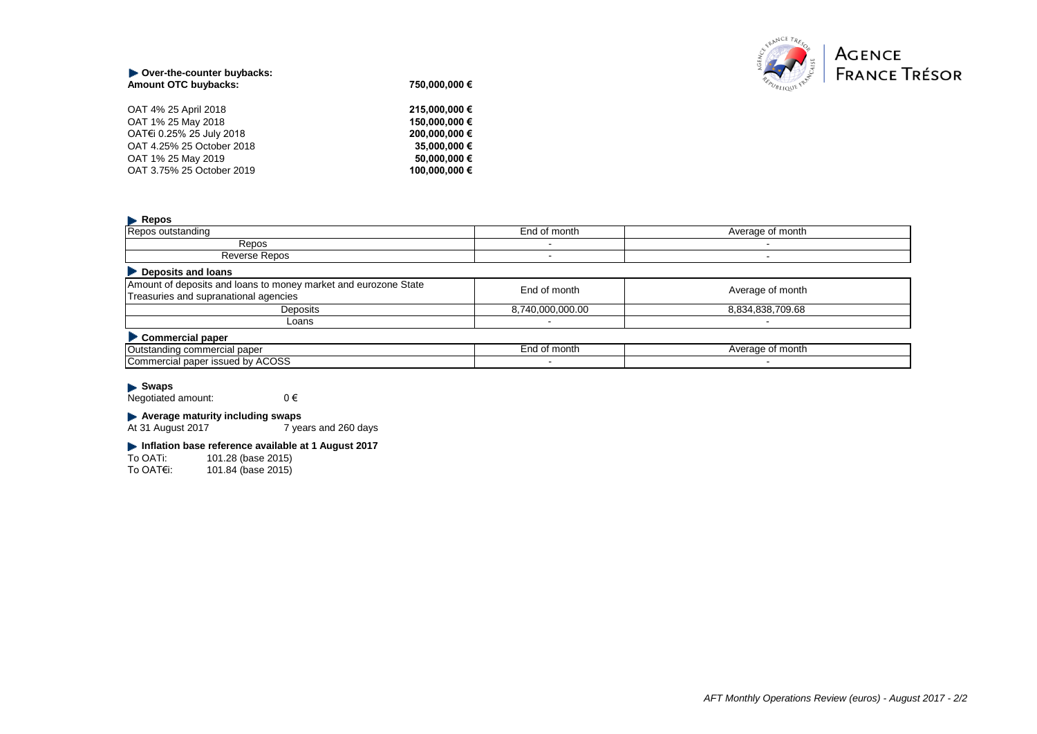**Over-the-counter buybacks:**

| | |
|---|---|
| **Amount OTC buybacks:** | **750,000,000 €** |
| OAT 4% 25 April 2018 | **215,000,000 €** |
| OAT 1% 25 May 2018 | **150,000,000 €** |
| OAT€i 0.25% 25 July 2018 | **200,000,000 €** |
| OAT 4.25% 25 October 2018 | **35,000,000 €** |
| OAT 1% 25 May 2019 | **50,000,000 €** |
| OAT 3.75% 25 October 2019 | **100,000,000 €** |

**Repos**

| Repos outstanding | End of month | Average of month |
|---|---|---|
| Repos | - | - |
| Reverse Repos | - | - |

**Deposits and loans**

| Amount of deposits and loans to money market and eurozone State Treasuries and supranational agencies | End of month | Average of month |
|---|---|---|
| Deposits | 8,740,000,000.00 | 8,834,838,709.68 |
| Loans | - | - |

**Commercial paper**

| Outstanding commercial paper | End of month | Average of month |
|---|---|---|
| Commercial paper issued by ACOSS | - | - |

**Swaps**

Negotiated amount: 0 €

**Average maturity including swaps**

At 31 August 2017 7 years and 260 days

**Inflation base reference available at 1 August 2017**

To OATi: 101.28 (base 2015)

To OAT€i: 101.84 (base 2015)